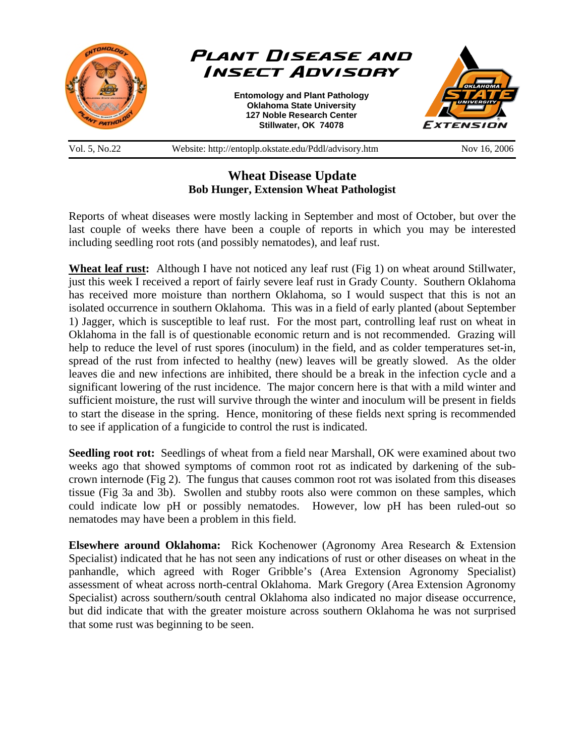# Plant Disease and Insect Advisory

**Entomology and Plant Pathology**
**Oklahoma State University**
**127 Noble Research Center**
**Stillwater, OK 74078**

Vol. 5, No.22 — Website: http://entoplp.okstate.edu/Pddl/advisory.htm — Nov 16, 2006

## Wheat Disease Update

**Bob Hunger, Extension Wheat Pathologist**

Reports of wheat diseases were mostly lacking in September and most of October, but over the last couple of weeks there have been a couple of reports in which you may be interested including seedling root rots (and possibly nematodes), and leaf rust.

**Wheat leaf rust:** Although I have not noticed any leaf rust (Fig 1) on wheat around Stillwater, just this week I received a report of fairly severe leaf rust in Grady County. Southern Oklahoma has received more moisture than northern Oklahoma, so I would suspect that this is not an isolated occurrence in southern Oklahoma. This was in a field of early planted (about September 1) Jagger, which is susceptible to leaf rust. For the most part, controlling leaf rust on wheat in Oklahoma in the fall is of questionable economic return and is not recommended. Grazing will help to reduce the level of rust spores (inoculum) in the field, and as colder temperatures set-in, spread of the rust from infected to healthy (new) leaves will be greatly slowed. As the older leaves die and new infections are inhibited, there should be a break in the infection cycle and a significant lowering of the rust incidence. The major concern here is that with a mild winter and sufficient moisture, the rust will survive through the winter and inoculum will be present in fields to start the disease in the spring. Hence, monitoring of these fields next spring is recommended to see if application of a fungicide to control the rust is indicated.

**Seedling root rot:** Seedlings of wheat from a field near Marshall, OK were examined about two weeks ago that showed symptoms of common root rot as indicated by darkening of the sub-crown internode (Fig 2). The fungus that causes common root rot was isolated from this diseases tissue (Fig 3a and 3b). Swollen and stubby roots also were common on these samples, which could indicate low pH or possibly nematodes. However, low pH has been ruled-out so nematodes may have been a problem in this field.

**Elsewhere around Oklahoma:** Rick Kochenower (Agronomy Area Research & Extension Specialist) indicated that he has not seen any indications of rust or other diseases on wheat in the panhandle, which agreed with Roger Gribble's (Area Extension Agronomy Specialist) assessment of wheat across north-central Oklahoma. Mark Gregory (Area Extension Agronomy Specialist) across southern/south central Oklahoma also indicated no major disease occurrence, but did indicate that with the greater moisture across southern Oklahoma he was not surprised that some rust was beginning to be seen.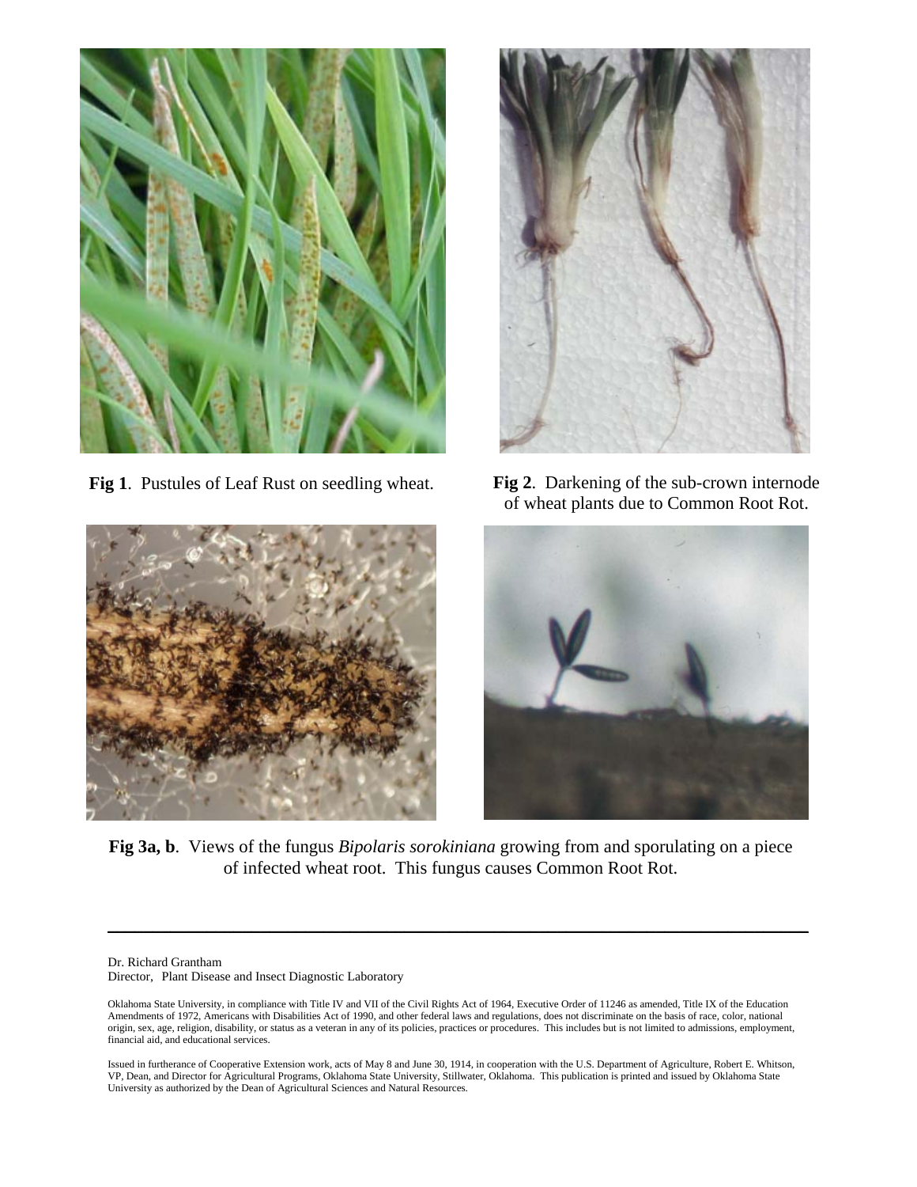**Fig 1**. Pustules of Leaf Rust on seedling wheat.

**Fig 2**. Darkening of the sub-crown internode of wheat plants due to Common Root Rot.

**Fig 3a, b**. Views of the fungus *Bipolaris sorokiniana* growing from and sporulating on a piece of infected wheat root. This fungus causes Common Root Rot.

---

Dr. Richard Grantham
Director, Plant Disease and Insect Diagnostic Laboratory

Oklahoma State University, in compliance with Title IV and VII of the Civil Rights Act of 1964, Executive Order of 11246 as amended, Title IX of the Education Amendments of 1972, Americans with Disabilities Act of 1990, and other federal laws and regulations, does not discriminate on the basis of race, color, national origin, sex, age, religion, disability, or status as a veteran in any of its policies, practices or procedures. This includes but is not limited to admissions, employment, financial aid, and educational services.

Issued in furtherance of Cooperative Extension work, acts of May 8 and June 30, 1914, in cooperation with the U.S. Department of Agriculture, Robert E. Whitson, VP, Dean, and Director for Agricultural Programs, Oklahoma State University, Stillwater, Oklahoma. This publication is printed and issued by Oklahoma State University as authorized by the Dean of Agricultural Sciences and Natural Resources.